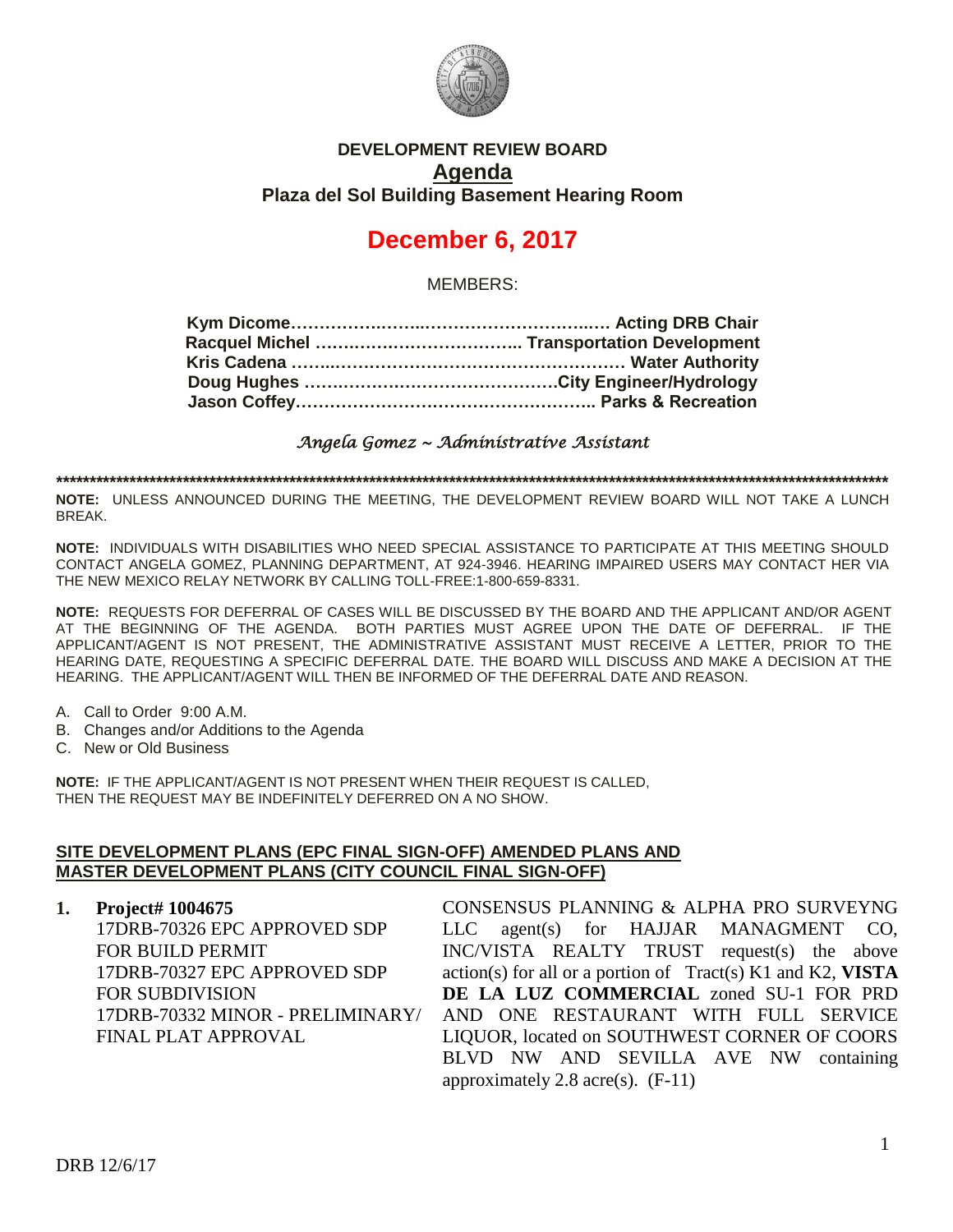# DEVELOPMENT REVIEW BOARD

## Agenda

### Plaza del Sol Building Basement Hearing Room

# December 6, 2017

MEMBERS:

**Kym Dicome……………………………………………… Acting DRB Chair**
**Racquel Michel ……………………………… Transportation Development**
**Kris Cadena ……………………………………………… Water Authority**
**Doug Hughes ………………………………………City Engineer/Hydrology**
**Jason Coffey……………………………………………… Parks & Recreation**

*Angela Gomez ~ Administrative Assistant*

**\*\*\*\*\*\*\*\*\*\*\*\*\*\*\*\*\*\*\*\*\*\*\*\*\*\*\*\*\*\*\*\*\*\*\*\*\*\*\*\*\*\*\*\*\*\*\*\*\*\*\*\*\*\*\*\*\*\*\*\*\*\*\*\*\*\*\*\*\*\*\*\*\*\*\*\*\*\*\*\*\*\*\*\*\*\*\*\*\*\*\*\*\*\*\*\*\*\*\*\*\*\*\*\*\*\*\*\*\*\*\*\*\*\*\*\*\*\*\*\*\***

**NOTE:** UNLESS ANNOUNCED DURING THE MEETING, THE DEVELOPMENT REVIEW BOARD WILL NOT TAKE A LUNCH BREAK.

**NOTE:** INDIVIDUALS WITH DISABILITIES WHO NEED SPECIAL ASSISTANCE TO PARTICIPATE AT THIS MEETING SHOULD CONTACT ANGELA GOMEZ, PLANNING DEPARTMENT, AT 924-3946. HEARING IMPAIRED USERS MAY CONTACT HER VIA THE NEW MEXICO RELAY NETWORK BY CALLING TOLL-FREE:1-800-659-8331.

**NOTE:** REQUESTS FOR DEFERRAL OF CASES WILL BE DISCUSSED BY THE BOARD AND THE APPLICANT AND/OR AGENT AT THE BEGINNING OF THE AGENDA. BOTH PARTIES MUST AGREE UPON THE DATE OF DEFERRAL. IF THE APPLICANT/AGENT IS NOT PRESENT, THE ADMINISTRATIVE ASSISTANT MUST RECEIVE A LETTER, PRIOR TO THE HEARING DATE, REQUESTING A SPECIFIC DEFERRAL DATE. THE BOARD WILL DISCUSS AND MAKE A DECISION AT THE HEARING. THE APPLICANT/AGENT WILL THEN BE INFORMED OF THE DEFERRAL DATE AND REASON.

A. Call to Order 9:00 A.M.
B. Changes and/or Additions to the Agenda
C. New or Old Business

**NOTE:** IF THE APPLICANT/AGENT IS NOT PRESENT WHEN THEIR REQUEST IS CALLED, THEN THE REQUEST MAY BE INDEFINITELY DEFERRED ON A NO SHOW.

**SITE DEVELOPMENT PLANS (EPC FINAL SIGN-OFF) AMENDED PLANS AND MASTER DEVELOPMENT PLANS (CITY COUNCIL FINAL SIGN-OFF)**

1. **Project# 1004675**
17DRB-70326 EPC APPROVED SDP FOR BUILD PERMIT
17DRB-70327 EPC APPROVED SDP FOR SUBDIVISION
17DRB-70332 MINOR - PRELIMINARY/ FINAL PLAT APPROVAL

CONSENSUS PLANNING & ALPHA PRO SURVEYNG LLC agent(s) for HAJJAR MANAGMENT CO, INC/VISTA REALTY TRUST request(s) the above action(s) for all or a portion of Tract(s) K1 and K2, **VISTA DE LA LUZ COMMERCIAL** zoned SU-1 FOR PRD AND ONE RESTAURANT WITH FULL SERVICE LIQUOR, located on SOUTHWEST CORNER OF COORS BLVD NW AND SEVILLA AVE NW containing approximately 2.8 acre(s). (F-11)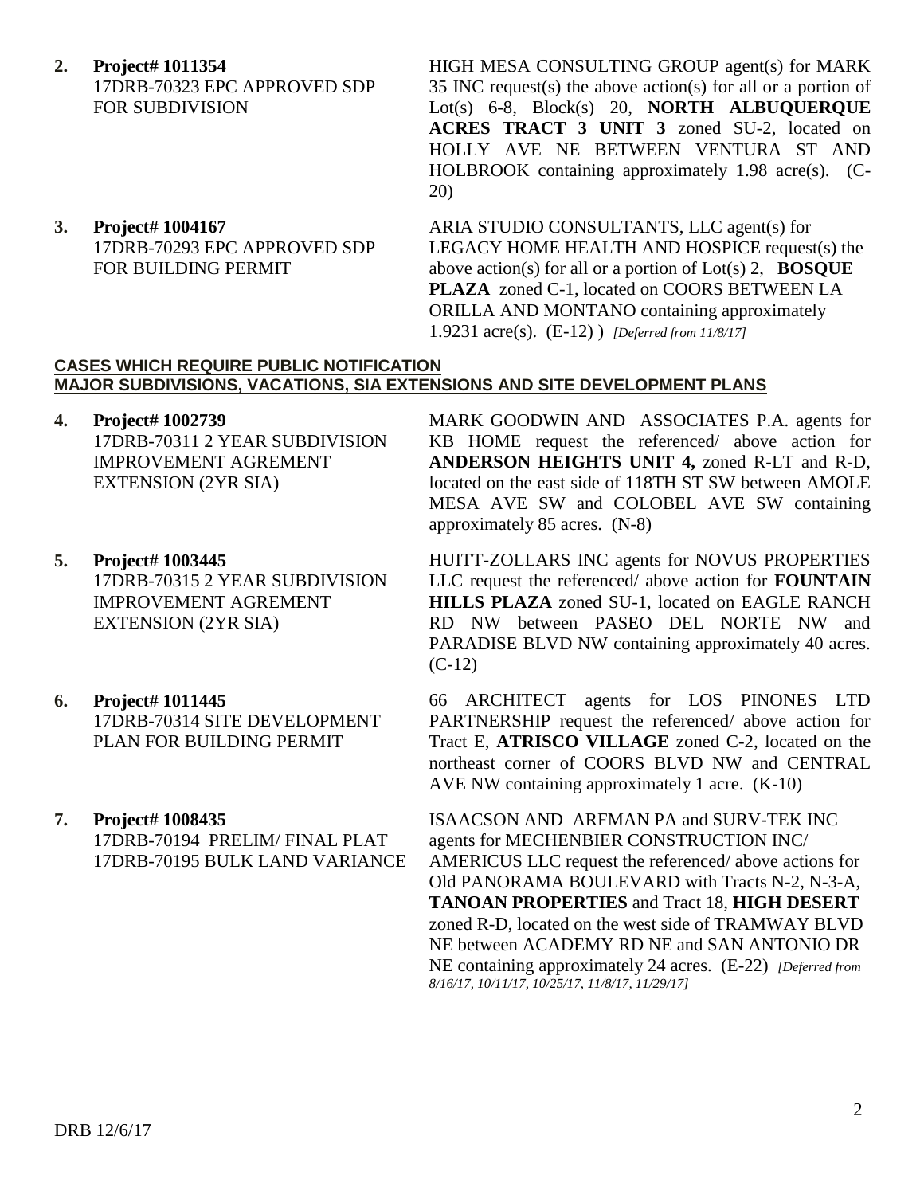**2. Project# 1011354**
17DRB-70323 EPC APPROVED SDP FOR SUBDIVISION

HIGH MESA CONSULTING GROUP agent(s) for MARK 35 INC request(s) the above action(s) for all or a portion of Lot(s) 6-8, Block(s) 20, **NORTH ALBUQUERQUE ACRES TRACT 3 UNIT 3** zoned SU-2, located on HOLLY AVE NE BETWEEN VENTURA ST AND HOLBROOK containing approximately 1.98 acre(s). (C-20)

**3. Project# 1004167**
17DRB-70293 EPC APPROVED SDP FOR BUILDING PERMIT

ARIA STUDIO CONSULTANTS, LLC agent(s) for LEGACY HOME HEALTH AND HOSPICE request(s) the above action(s) for all or a portion of Lot(s) 2, **BOSQUE PLAZA** zoned C-1, located on COORS BETWEEN LA ORILLA AND MONTANO containing approximately 1.9231 acre(s). (E-12) ) *[Deferred from 11/8/17]*

**CASES WHICH REQUIRE PUBLIC NOTIFICATION**
**MAJOR SUBDIVISIONS, VACATIONS, SIA EXTENSIONS AND SITE DEVELOPMENT PLANS**

**4. Project# 1002739**
17DRB-70311 2 YEAR SUBDIVISION IMPROVEMENT AGREMENT EXTENSION (2YR SIA)

MARK GOODWIN AND ASSOCIATES P.A. agents for KB HOME request the referenced/ above action for **ANDERSON HEIGHTS UNIT 4,** zoned R-LT and R-D, located on the east side of 118TH ST SW between AMOLE MESA AVE SW and COLOBEL AVE SW containing approximately 85 acres. (N-8)

**5. Project# 1003445**
17DRB-70315 2 YEAR SUBDIVISION IMPROVEMENT AGREMENT EXTENSION (2YR SIA)

HUITT-ZOLLARS INC agents for NOVUS PROPERTIES LLC request the referenced/ above action for **FOUNTAIN HILLS PLAZA** zoned SU-1, located on EAGLE RANCH RD NW between PASEO DEL NORTE NW and PARADISE BLVD NW containing approximately 40 acres. (C-12)

**6. Project# 1011445**
17DRB-70314 SITE DEVELOPMENT PLAN FOR BUILDING PERMIT

66 ARCHITECT agents for LOS PINONES LTD PARTNERSHIP request the referenced/ above action for Tract E, **ATRISCO VILLAGE** zoned C-2, located on the northeast corner of COORS BLVD NW and CENTRAL AVE NW containing approximately 1 acre. (K-10)

**7. Project# 1008435**
17DRB-70194 PRELIM/ FINAL PLAT
17DRB-70195 BULK LAND VARIANCE

ISAACSON AND ARFMAN PA and SURV-TEK INC agents for MECHENBIER CONSTRUCTION INC/ AMERICUS LLC request the referenced/ above actions for Old PANORAMA BOULEVARD with Tracts N-2, N-3-A, **TANOAN PROPERTIES** and Tract 18, **HIGH DESERT** zoned R-D, located on the west side of TRAMWAY BLVD NE between ACADEMY RD NE and SAN ANTONIO DR NE containing approximately 24 acres. (E-22) *[Deferred from 8/16/17, 10/11/17, 10/25/17, 11/8/17, 11/29/17]*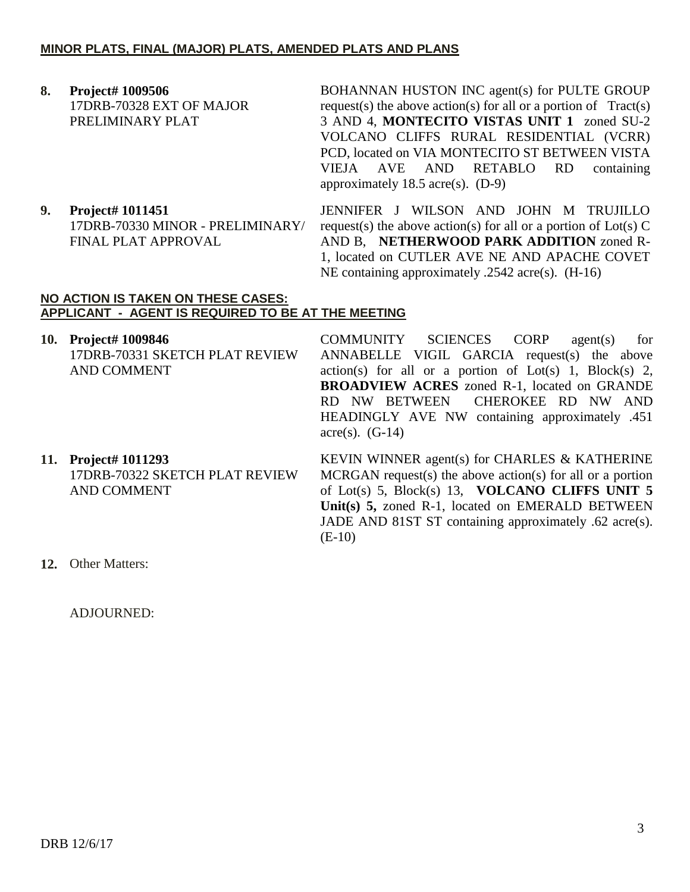**MINOR PLATS, FINAL (MAJOR) PLATS, AMENDED PLATS AND PLANS**

**8. Project# 1009506**
17DRB-70328 EXT OF MAJOR PRELIMINARY PLAT

BOHANNAN HUSTON INC agent(s) for PULTE GROUP request(s) the above action(s) for all or a portion of Tract(s) 3 AND 4, **MONTECITO VISTAS UNIT 1** zoned SU-2 VOLCANO CLIFFS RURAL RESIDENTIAL (VCRR) PCD, located on VIA MONTECITO ST BETWEEN VISTA VIEJA AVE AND RETABLO RD containing approximately 18.5 acre(s). (D-9)

**9. Project# 1011451**
17DRB-70330 MINOR - PRELIMINARY/ FINAL PLAT APPROVAL

JENNIFER J WILSON AND JOHN M TRUJILLO request(s) the above action(s) for all or a portion of Lot(s) C AND B, **NETHERWOOD PARK ADDITION** zoned R-1, located on CUTLER AVE NE AND APACHE COVET NE containing approximately .2542 acre(s). (H-16)

**NO ACTION IS TAKEN ON THESE CASES:**
**APPLICANT - AGENT IS REQUIRED TO BE AT THE MEETING**

**10. Project# 1009846**
17DRB-70331 SKETCH PLAT REVIEW AND COMMENT

COMMUNITY SCIENCES CORP agent(s) for ANNABELLE VIGIL GARCIA request(s) the above action(s) for all or a portion of Lot(s) 1, Block(s) 2, **BROADVIEW ACRES** zoned R-1, located on GRANDE RD NW BETWEEN CHEROKEE RD NW AND HEADINGLY AVE NW containing approximately .451 acre(s). (G-14)

**11. Project# 1011293**
17DRB-70322 SKETCH PLAT REVIEW AND COMMENT

KEVIN WINNER agent(s) for CHARLES & KATHERINE MCRGAN request(s) the above action(s) for all or a portion of Lot(s) 5, Block(s) 13, **VOLCANO CLIFFS UNIT 5 Unit(s) 5,** zoned R-1, located on EMERALD BETWEEN JADE AND 81ST ST containing approximately .62 acre(s). (E-10)

**12.** Other Matters:

ADJOURNED:

DRB 12/6/17